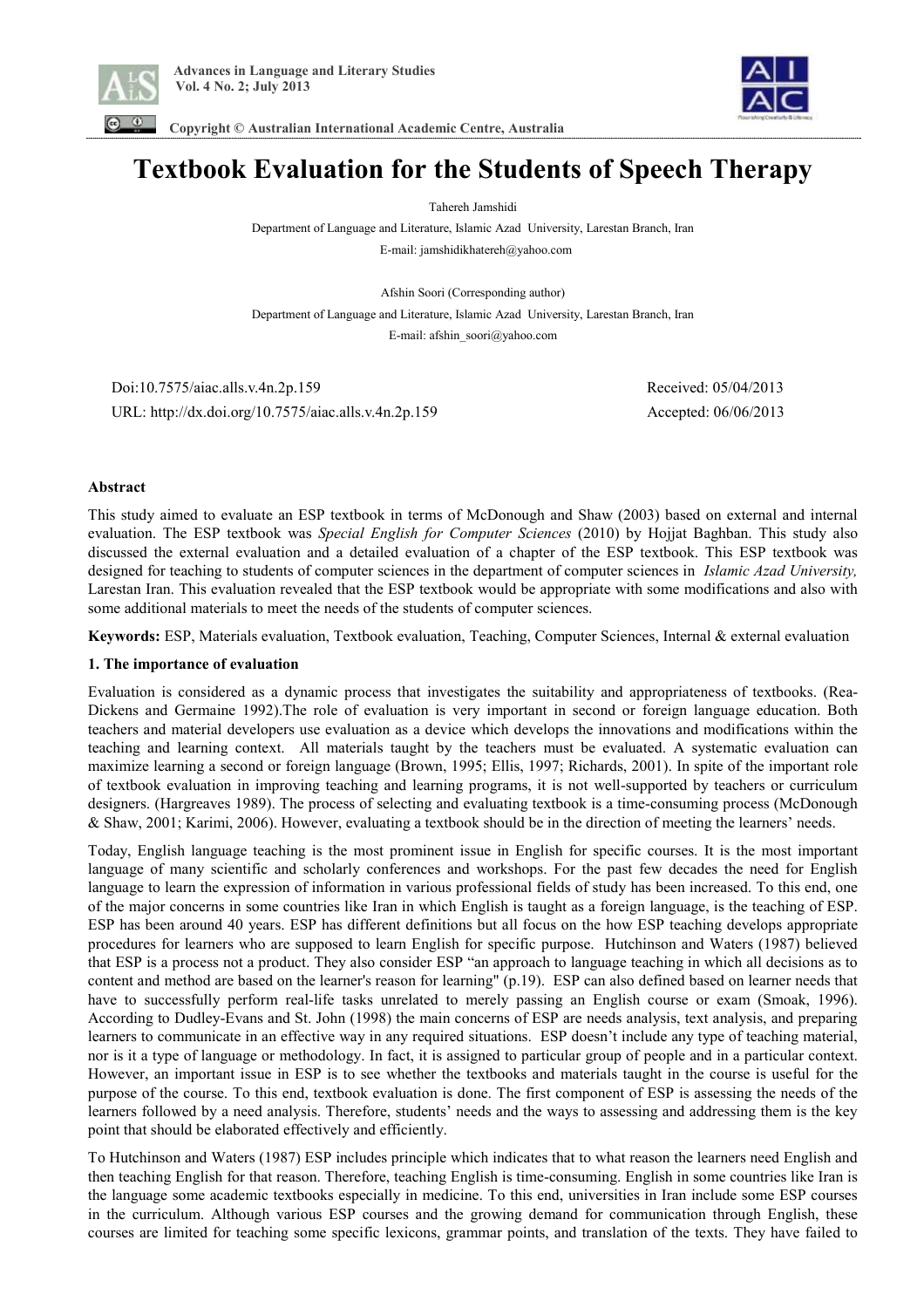# Textbook Evaluation for the Students of Speech Therapy

Tahereh Jamshidi

Department of Language and Literature, Islamic Azad University, Larestan Branch, Iran

E-mail: jamshidikhatereh@yahoo.com

Afshin Soori (Corresponding author)

Department of Language and Literature, Islamic Azad University, Larestan Branch, Iran

E-mail: afshin_soori@yahoo.com

Doi:10.7575/aiac.alls.v.4n.2p.159 Received: 05/04/2013

URL: http://dx.doi.org/10.7575/aiac.alls.v.4n.2p.159 Accepted: 06/06/2013

**Abstract**

This study aimed to evaluate an ESP textbook in terms of McDonough and Shaw (2003) based on external and internal evaluation. The ESP textbook was *Special English for Computer Sciences* (2010) by Hojjat Baghban. This study also discussed the external evaluation and a detailed evaluation of a chapter of the ESP textbook. This ESP textbook was designed for teaching to students of computer sciences in the department of computer sciences in *Islamic Azad University,* Larestan Iran. This evaluation revealed that the ESP textbook would be appropriate with some modifications and also with some additional materials to meet the needs of the students of computer sciences.

**Keywords:** ESP, Materials evaluation, Textbook evaluation, Teaching, Computer Sciences, Internal & external evaluation

## 1. The importance of evaluation

Evaluation is considered as a dynamic process that investigates the suitability and appropriateness of textbooks. (Rea-Dickens and Germaine 1992).The role of evaluation is very important in second or foreign language education. Both teachers and material developers use evaluation as a device which develops the innovations and modifications within the teaching and learning context. All materials taught by the teachers must be evaluated. A systematic evaluation can maximize learning a second or foreign language (Brown, 1995; Ellis, 1997; Richards, 2001). In spite of the important role of textbook evaluation in improving teaching and learning programs, it is not well-supported by teachers or curriculum designers. (Hargreaves 1989). The process of selecting and evaluating textbook is a time-consuming process (McDonough & Shaw, 2001; Karimi, 2006). However, evaluating a textbook should be in the direction of meeting the learners' needs.

Today, English language teaching is the most prominent issue in English for specific courses. It is the most important language of many scientific and scholarly conferences and workshops. For the past few decades the need for English language to learn the expression of information in various professional fields of study has been increased. To this end, one of the major concerns in some countries like Iran in which English is taught as a foreign language, is the teaching of ESP. ESP has been around 40 years. ESP has different definitions but all focus on the how ESP teaching develops appropriate procedures for learners who are supposed to learn English for specific purpose. Hutchinson and Waters (1987) believed that ESP is a process not a product. They also consider ESP "an approach to language teaching in which all decisions as to content and method are based on the learner's reason for learning" (p.19). ESP can also defined based on learner needs that have to successfully perform real-life tasks unrelated to merely passing an English course or exam (Smoak, 1996). According to Dudley-Evans and St. John (1998) the main concerns of ESP are needs analysis, text analysis, and preparing learners to communicate in an effective way in any required situations. ESP doesn't include any type of teaching material, nor is it a type of language or methodology. In fact, it is assigned to particular group of people and in a particular context. However, an important issue in ESP is to see whether the textbooks and materials taught in the course is useful for the purpose of the course. To this end, textbook evaluation is done. The first component of ESP is assessing the needs of the learners followed by a need analysis. Therefore, students' needs and the ways to assessing and addressing them is the key point that should be elaborated effectively and efficiently.

To Hutchinson and Waters (1987) ESP includes principle which indicates that to what reason the learners need English and then teaching English for that reason. Therefore, teaching English is time-consuming. English in some countries like Iran is the language some academic textbooks especially in medicine. To this end, universities in Iran include some ESP courses in the curriculum. Although various ESP courses and the growing demand for communication through English, these courses are limited for teaching some specific lexicons, grammar points, and translation of the texts. They have failed to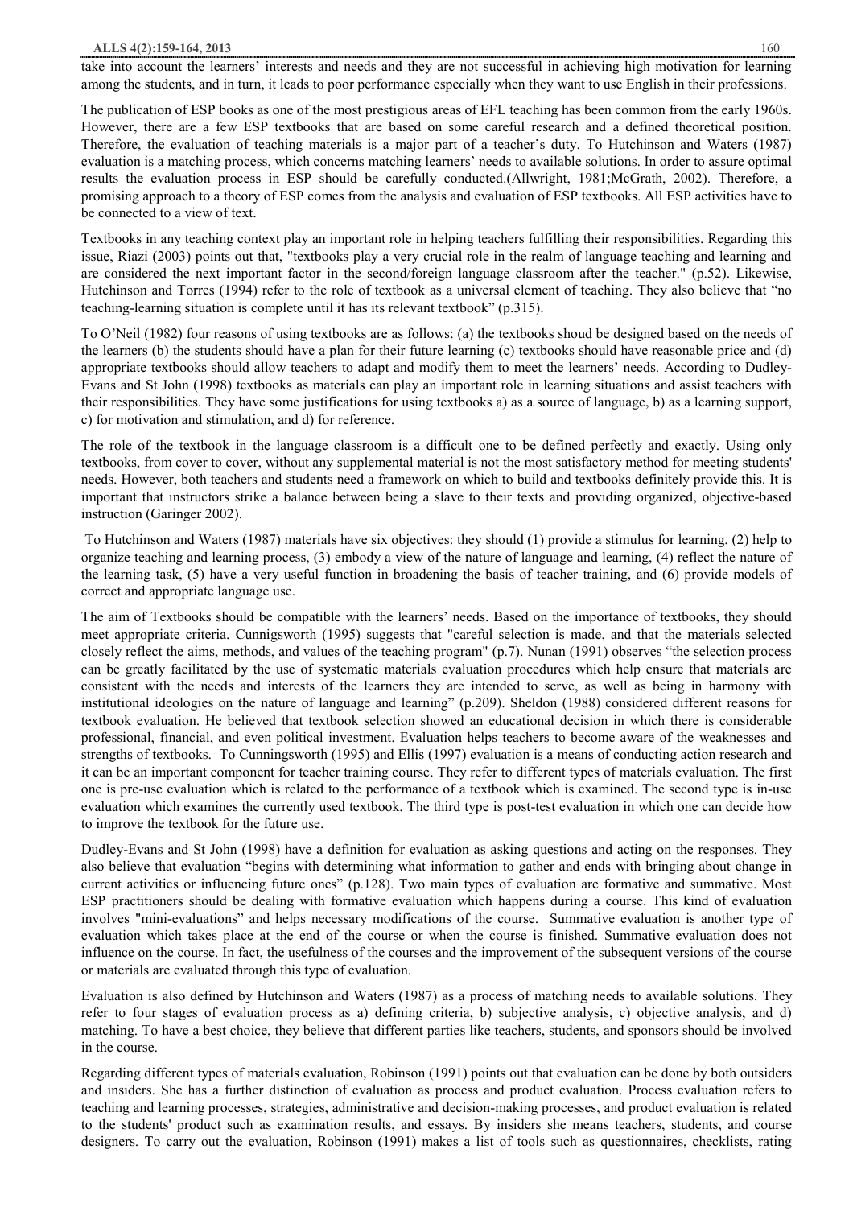take into account the learners' interests and needs and they are not successful in achieving high motivation for learning among the students, and in turn, it leads to poor performance especially when they want to use English in their professions.

The publication of ESP books as one of the most prestigious areas of EFL teaching has been common from the early 1960s. However, there are a few ESP textbooks that are based on some careful research and a defined theoretical position. Therefore, the evaluation of teaching materials is a major part of a teacher's duty. To Hutchinson and Waters (1987) evaluation is a matching process, which concerns matching learners' needs to available solutions. In order to assure optimal results the evaluation process in ESP should be carefully conducted.(Allwright, 1981;McGrath, 2002). Therefore, a promising approach to a theory of ESP comes from the analysis and evaluation of ESP textbooks. All ESP activities have to be connected to a view of text.

Textbooks in any teaching context play an important role in helping teachers fulfilling their responsibilities. Regarding this issue, Riazi (2003) points out that, "textbooks play a very crucial role in the realm of language teaching and learning and are considered the next important factor in the second/foreign language classroom after the teacher." (p.52). Likewise, Hutchinson and Torres (1994) refer to the role of textbook as a universal element of teaching. They also believe that "no teaching-learning situation is complete until it has its relevant textbook" (p.315).

To O'Neil (1982) four reasons of using textbooks are as follows: (a) the textbooks shoud be designed based on the needs of the learners (b) the students should have a plan for their future learning (c) textbooks should have reasonable price and (d) appropriate textbooks should allow teachers to adapt and modify them to meet the learners' needs. According to Dudley-Evans and St John (1998) textbooks as materials can play an important role in learning situations and assist teachers with their responsibilities. They have some justifications for using textbooks a) as a source of language, b) as a learning support, c) for motivation and stimulation, and d) for reference.

The role of the textbook in the language classroom is a difficult one to be defined perfectly and exactly. Using only textbooks, from cover to cover, without any supplemental material is not the most satisfactory method for meeting students' needs. However, both teachers and students need a framework on which to build and textbooks definitely provide this. It is important that instructors strike a balance between being a slave to their texts and providing organized, objective-based instruction (Garinger 2002).

To Hutchinson and Waters (1987) materials have six objectives: they should (1) provide a stimulus for learning, (2) help to organize teaching and learning process, (3) embody a view of the nature of language and learning, (4) reflect the nature of the learning task, (5) have a very useful function in broadening the basis of teacher training, and (6) provide models of correct and appropriate language use.

The aim of Textbooks should be compatible with the learners' needs. Based on the importance of textbooks, they should meet appropriate criteria. Cunnigsworth (1995) suggests that "careful selection is made, and that the materials selected closely reflect the aims, methods, and values of the teaching program" (p.7). Nunan (1991) observes "the selection process can be greatly facilitated by the use of systematic materials evaluation procedures which help ensure that materials are consistent with the needs and interests of the learners they are intended to serve, as well as being in harmony with institutional ideologies on the nature of language and learning" (p.209). Sheldon (1988) considered different reasons for textbook evaluation. He believed that textbook selection showed an educational decision in which there is considerable professional, financial, and even political investment. Evaluation helps teachers to become aware of the weaknesses and strengths of textbooks. To Cunningsworth (1995) and Ellis (1997) evaluation is a means of conducting action research and it can be an important component for teacher training course. They refer to different types of materials evaluation. The first one is pre-use evaluation which is related to the performance of a textbook which is examined. The second type is in-use evaluation which examines the currently used textbook. The third type is post-test evaluation in which one can decide how to improve the textbook for the future use.

Dudley-Evans and St John (1998) have a definition for evaluation as asking questions and acting on the responses. They also believe that evaluation "begins with determining what information to gather and ends with bringing about change in current activities or influencing future ones" (p.128). Two main types of evaluation are formative and summative. Most ESP practitioners should be dealing with formative evaluation which happens during a course. This kind of evaluation involves "mini-evaluations" and helps necessary modifications of the course. Summative evaluation is another type of evaluation which takes place at the end of the course or when the course is finished. Summative evaluation does not influence on the course. In fact, the usefulness of the courses and the improvement of the subsequent versions of the course or materials are evaluated through this type of evaluation.

Evaluation is also defined by Hutchinson and Waters (1987) as a process of matching needs to available solutions. They refer to four stages of evaluation process as a) defining criteria, b) subjective analysis, c) objective analysis, and d) matching. To have a best choice, they believe that different parties like teachers, students, and sponsors should be involved in the course.

Regarding different types of materials evaluation, Robinson (1991) points out that evaluation can be done by both outsiders and insiders. She has a further distinction of evaluation as process and product evaluation. Process evaluation refers to teaching and learning processes, strategies, administrative and decision-making processes, and product evaluation is related to the students' product such as examination results, and essays. By insiders she means teachers, students, and course designers. To carry out the evaluation, Robinson (1991) makes a list of tools such as questionnaires, checklists, rating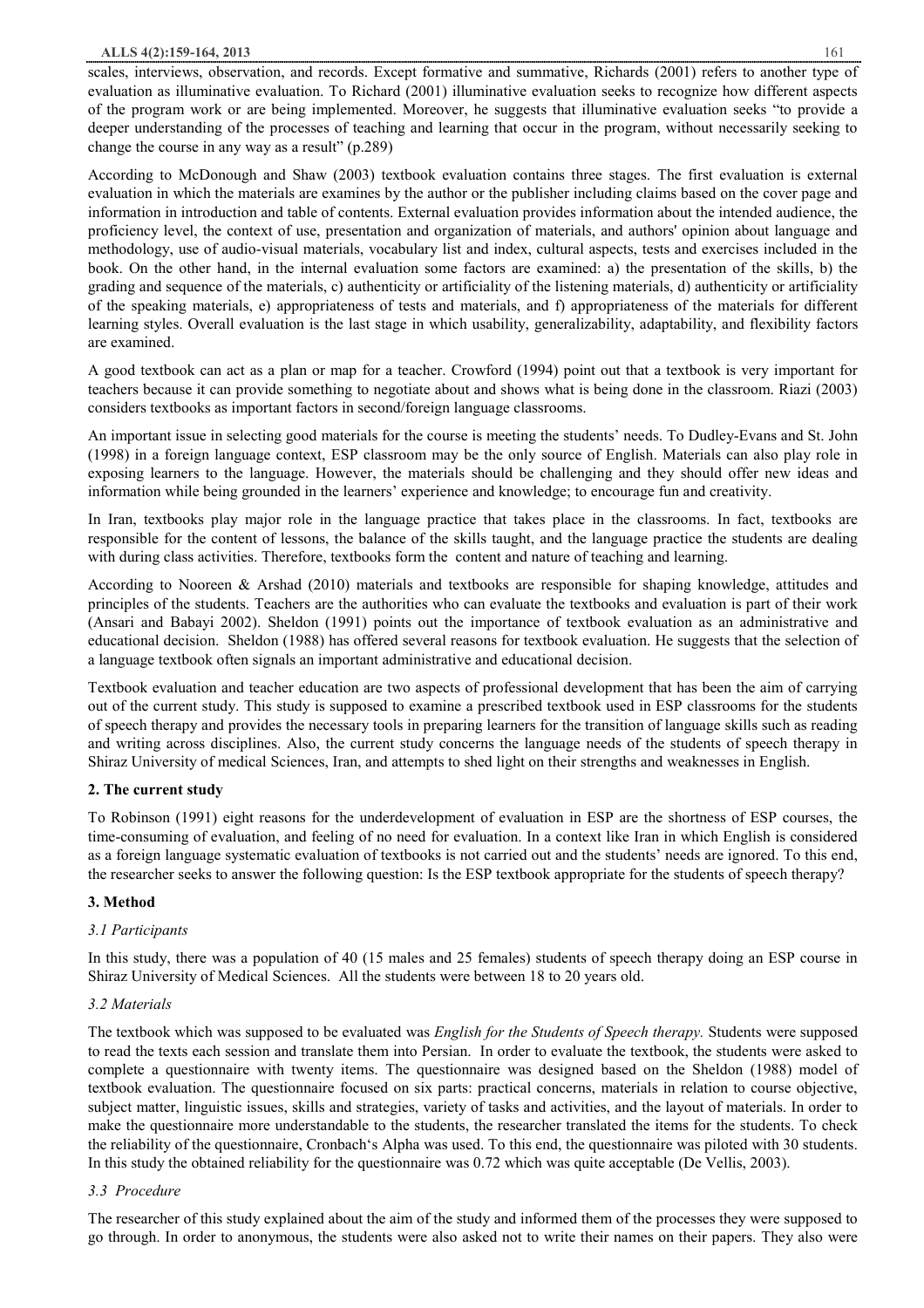scales, interviews, observation, and records. Except formative and summative, Richards (2001) refers to another type of evaluation as illuminative evaluation. To Richard (2001) illuminative evaluation seeks to recognize how different aspects of the program work or are being implemented. Moreover, he suggests that illuminative evaluation seeks "to provide a deeper understanding of the processes of teaching and learning that occur in the program, without necessarily seeking to change the course in any way as a result" (p.289)

According to McDonough and Shaw (2003) textbook evaluation contains three stages. The first evaluation is external evaluation in which the materials are examines by the author or the publisher including claims based on the cover page and information in introduction and table of contents. External evaluation provides information about the intended audience, the proficiency level, the context of use, presentation and organization of materials, and authors' opinion about language and methodology, use of audio-visual materials, vocabulary list and index, cultural aspects, tests and exercises included in the book. On the other hand, in the internal evaluation some factors are examined: a) the presentation of the skills, b) the grading and sequence of the materials, c) authenticity or artificiality of the listening materials, d) authenticity or artificiality of the speaking materials, e) appropriateness of tests and materials, and f) appropriateness of the materials for different learning styles. Overall evaluation is the last stage in which usability, generalizability, adaptability, and flexibility factors are examined.

A good textbook can act as a plan or map for a teacher. Crowford (1994) point out that a textbook is very important for teachers because it can provide something to negotiate about and shows what is being done in the classroom. Riazi (2003) considers textbooks as important factors in second/foreign language classrooms.

An important issue in selecting good materials for the course is meeting the students' needs. To Dudley-Evans and St. John (1998) in a foreign language context, ESP classroom may be the only source of English. Materials can also play role in exposing learners to the language. However, the materials should be challenging and they should offer new ideas and information while being grounded in the learners' experience and knowledge; to encourage fun and creativity.

In Iran, textbooks play major role in the language practice that takes place in the classrooms. In fact, textbooks are responsible for the content of lessons, the balance of the skills taught, and the language practice the students are dealing with during class activities. Therefore, textbooks form the content and nature of teaching and learning.

According to Nooreen & Arshad (2010) materials and textbooks are responsible for shaping knowledge, attitudes and principles of the students. Teachers are the authorities who can evaluate the textbooks and evaluation is part of their work (Ansari and Babayi 2002). Sheldon (1991) points out the importance of textbook evaluation as an administrative and educational decision. Sheldon (1988) has offered several reasons for textbook evaluation. He suggests that the selection of a language textbook often signals an important administrative and educational decision.

Textbook evaluation and teacher education are two aspects of professional development that has been the aim of carrying out of the current study. This study is supposed to examine a prescribed textbook used in ESP classrooms for the students of speech therapy and provides the necessary tools in preparing learners for the transition of language skills such as reading and writing across disciplines. Also, the current study concerns the language needs of the students of speech therapy in Shiraz University of medical Sciences, Iran, and attempts to shed light on their strengths and weaknesses in English.

## 2. The current study

To Robinson (1991) eight reasons for the underdevelopment of evaluation in ESP are the shortness of ESP courses, the time-consuming of evaluation, and feeling of no need for evaluation. In a context like Iran in which English is considered as a foreign language systematic evaluation of textbooks is not carried out and the students' needs are ignored. To this end, the researcher seeks to answer the following question: Is the ESP textbook appropriate for the students of speech therapy?

## 3. Method

### 3.1 Participants

In this study, there was a population of 40 (15 males and 25 females) students of speech therapy doing an ESP course in Shiraz University of Medical Sciences. All the students were between 18 to 20 years old.

### 3.2 Materials

The textbook which was supposed to be evaluated was *English for the Students of Speech therapy.* Students were supposed to read the texts each session and translate them into Persian. In order to evaluate the textbook, the students were asked to complete a questionnaire with twenty items. The questionnaire was designed based on the Sheldon (1988) model of textbook evaluation. The questionnaire focused on six parts: practical concerns, materials in relation to course objective, subject matter, linguistic issues, skills and strategies, variety of tasks and activities, and the layout of materials. In order to make the questionnaire more understandable to the students, the researcher translated the items for the students. To check the reliability of the questionnaire, Cronbach's Alpha was used. To this end, the questionnaire was piloted with 30 students. In this study the obtained reliability for the questionnaire was 0.72 which was quite acceptable (De Vellis, 2003).

### 3.3 Procedure

The researcher of this study explained about the aim of the study and informed them of the processes they were supposed to go through. In order to anonymous, the students were also asked not to write their names on their papers. They also were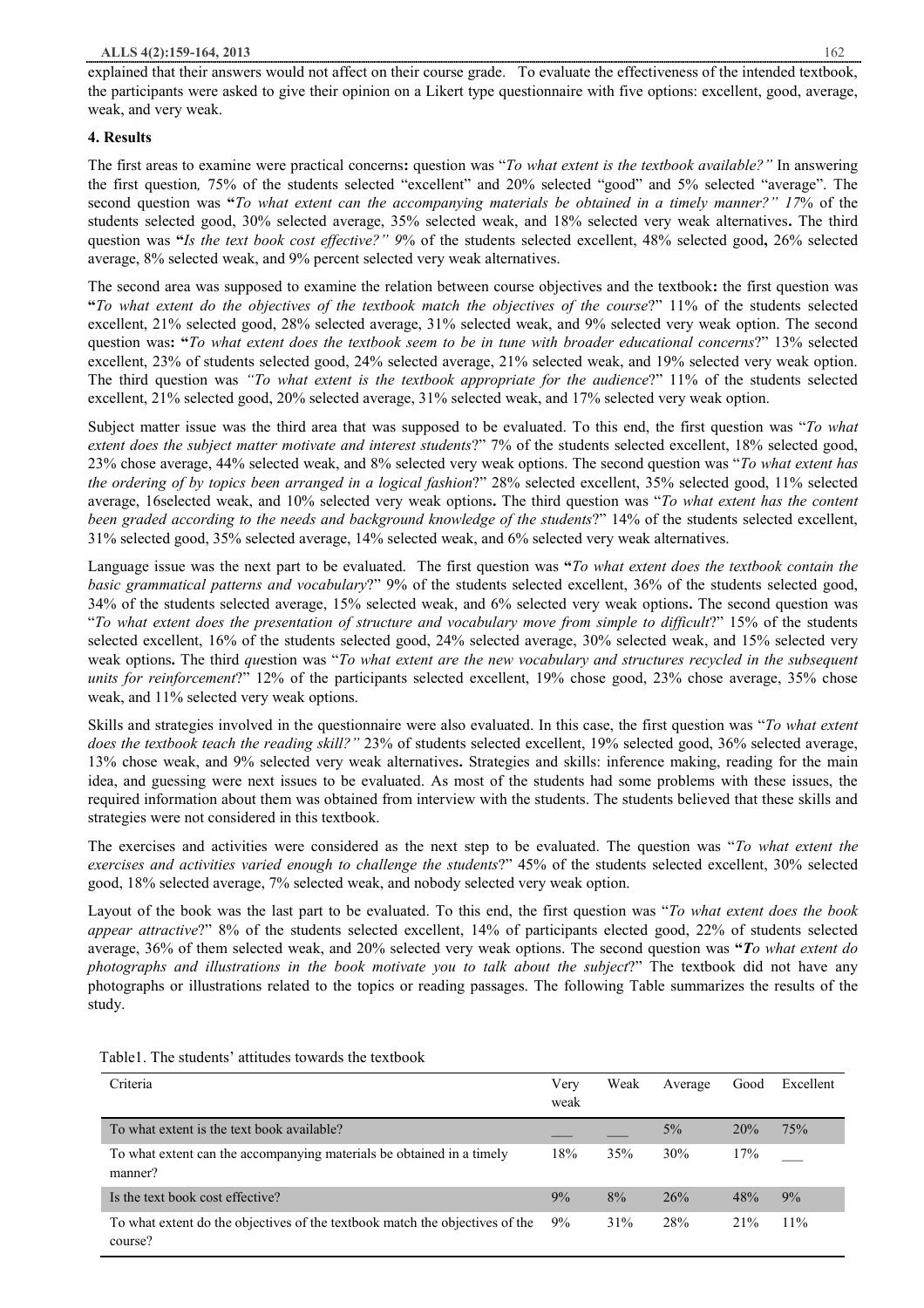explained that their answers would not affect on their course grade. To evaluate the effectiveness of the intended textbook, the participants were asked to give their opinion on a Likert type questionnaire with five options: excellent, good, average, weak, and very weak.

## 4. Results

The first areas to examine were practical concerns**:** question was "*To what extent is the textbook available?"* In answering the first question*,* 75% of the students selected "excellent" and 20% selected "good" and 5% selected "average". The second question was **"***To what extent can the accompanying materials be obtained in a timely manner?" 17*% of the students selected good, 30% selected average, 35% selected weak, and 18% selected very weak alternatives**.** The third question was **"***Is the text book cost effective?" 9*% of the students selected excellent, 48% selected good**,** 26% selected average, 8% selected weak, and 9% percent selected very weak alternatives.

The second area was supposed to examine the relation between course objectives and the textbook**:** the first question was **"***To what extent do the objectives of the textbook match the objectives of the course*?" 11% of the students selected excellent, 21% selected good, 28% selected average, 31% selected weak, and 9% selected very weak option. The second question was**: "***To what extent does the textbook seem to be in tune with broader educational concerns*?" 13% selected excellent, 23% of students selected good, 24% selected average, 21% selected weak, and 19% selected very weak option. The third question was *"To what extent is the textbook appropriate for the audience*?" 11% of the students selected excellent, 21% selected good, 20% selected average, 31% selected weak, and 17% selected very weak option.

Subject matter issue was the third area that was supposed to be evaluated. To this end, the first question was "*To what extent does the subject matter motivate and interest students*?" 7% of the students selected excellent, 18% selected good, 23% chose average, 44% selected weak, and 8% selected very weak options. The second question was "*To what extent has the ordering of by topics been arranged in a logical fashion*?" 28% selected excellent, 35% selected good, 11% selected average, 16selected weak, and 10% selected very weak options**.** The third question was "*To what extent has the content been graded according to the needs and background knowledge of the students*?" 14% of the students selected excellent, 31% selected good, 35% selected average, 14% selected weak, and 6% selected very weak alternatives.

Language issue was the next part to be evaluated. The first question was **"***To what extent does the textbook contain the basic grammatical patterns and vocabulary*?" 9% of the students selected excellent, 36% of the students selected good, 34% of the students selected average, 15% selected weak, and 6% selected very weak options**.** The second question was "*To what extent does the presentation of structure and vocabulary move from simple to difficult*?" 15% of the students selected excellent, 16% of the students selected good, 24% selected average, 30% selected weak, and 15% selected very weak options**.** The third *qu*estion was "*To what extent are the new vocabulary and structures recycled in the subsequent units for reinforcement*?" 12% of the participants selected excellent, 19% chose good, 23% chose average, 35% chose weak, and 11% selected very weak options.

Skills and strategies involved in the questionnaire were also evaluated. In this case, the first question was "*To what extent does the textbook teach the reading skill?"* 23% of students selected excellent, 19% selected good, 36% selected average, 13% chose weak, and 9% selected very weak alternatives**.** Strategies and skills: inference making, reading for the main idea, and guessing were next issues to be evaluated. As most of the students had some problems with these issues, the required information about them was obtained from interview with the students. The students believed that these skills and strategies were not considered in this textbook.

The exercises and activities were considered as the next step to be evaluated. The question was "*To what extent the exercises and activities varied enough to challenge the students*?" 45% of the students selected excellent, 30% selected good, 18% selected average, 7% selected weak, and nobody selected very weak option.

Layout of the book was the last part to be evaluated. To this end, the first question was "*To what extent does the book appear attractive*?" 8% of the students selected excellent, 14% of participants elected good, 22% of students selected average, 36% of them selected weak, and 20% selected very weak options. The second question was **"*T****o what extent do photographs and illustrations in the book motivate you to talk about the subject*?" The textbook did not have any photographs or illustrations related to the topics or reading passages. The following Table summarizes the results of the study.

Table1. The students' attitudes towards the textbook

| Criteria | Very weak | Weak | Average | Good | Excellent |
|---|---|---|---|---|---|
| To what extent is the text book available? | ___ | ___ | 5% | 20% | 75% |
| To what extent can the accompanying materials be obtained in a timely manner? | 18% | 35% | 30% | 17% | ___ |
| Is the text book cost effective? | 9% | 8% | 26% | 48% | 9% |
| To what extent do the objectives of the textbook match the objectives of the course? | 9% | 31% | 28% | 21% | 11% |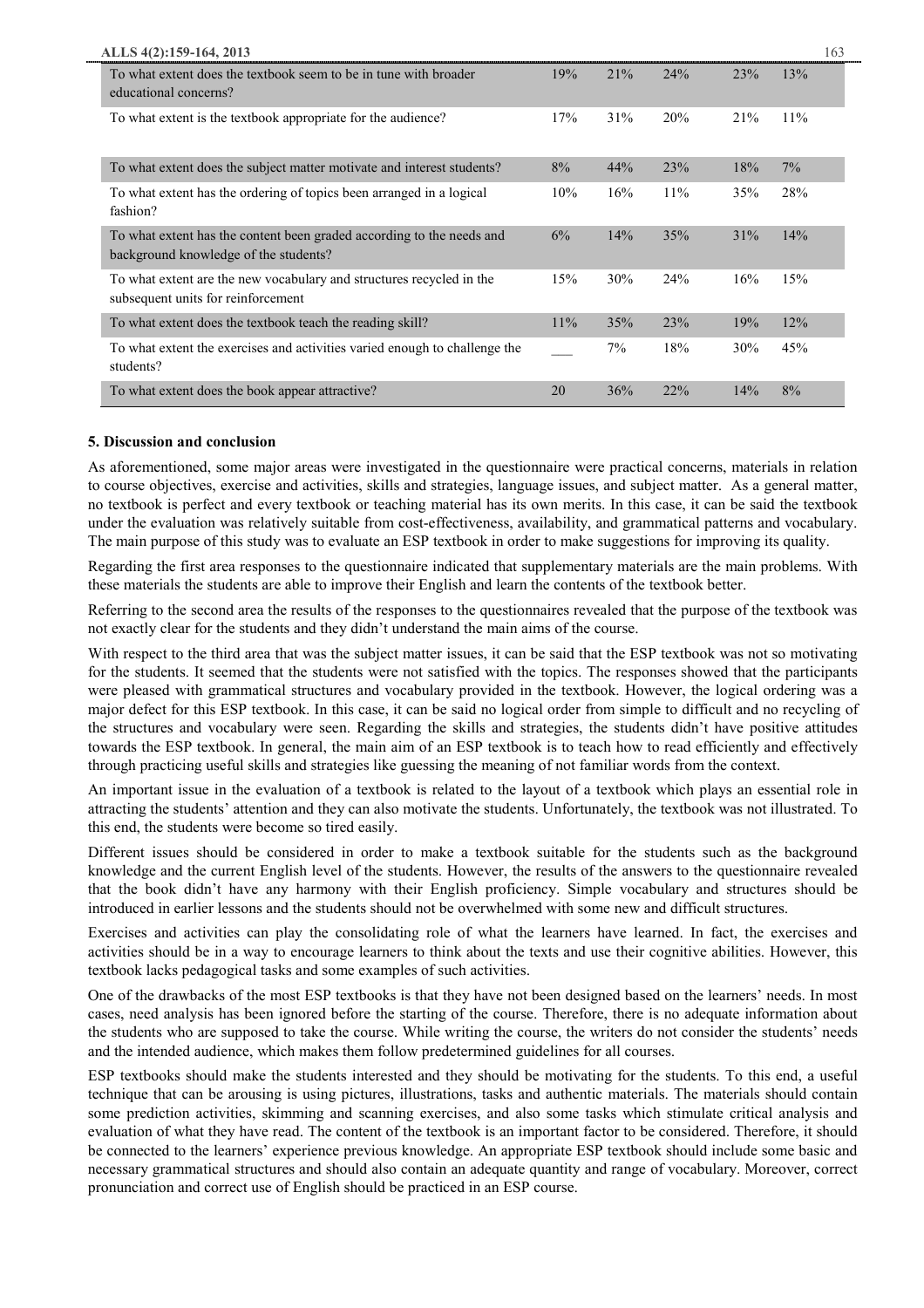| | | | | | |
|---|---|---|---|---|---|
| To what extent does the textbook seem to be in tune with broader educational concerns? | 19% | 21% | 24% | 23% | 13% |
| To what extent is the textbook appropriate for the audience? | 17% | 31% | 20% | 21% | 11% |
| To what extent does the subject matter motivate and interest students? | 8% | 44% | 23% | 18% | 7% |
| To what extent has the ordering of topics been arranged in a logical fashion? | 10% | 16% | 11% | 35% | 28% |
| To what extent has the content been graded according to the needs and background knowledge of the students? | 6% | 14% | 35% | 31% | 14% |
| To what extent are the new vocabulary and structures recycled in the subsequent units for reinforcement | 15% | 30% | 24% | 16% | 15% |
| To what extent does the textbook teach the reading skill? | 11% | 35% | 23% | 19% | 12% |
| To what extent the exercises and activities varied enough to challenge the students? | ___ | 7% | 18% | 30% | 45% |
| To what extent does the book appear attractive? | 20 | 36% | 22% | 14% | 8% |

### 5. Discussion and conclusion

As aforementioned, some major areas were investigated in the questionnaire were practical concerns, materials in relation to course objectives, exercise and activities, skills and strategies, language issues, and subject matter. As a general matter, no textbook is perfect and every textbook or teaching material has its own merits. In this case, it can be said the textbook under the evaluation was relatively suitable from cost-effectiveness, availability, and grammatical patterns and vocabulary. The main purpose of this study was to evaluate an ESP textbook in order to make suggestions for improving its quality.

Regarding the first area responses to the questionnaire indicated that supplementary materials are the main problems. With these materials the students are able to improve their English and learn the contents of the textbook better.

Referring to the second area the results of the responses to the questionnaires revealed that the purpose of the textbook was not exactly clear for the students and they didn't understand the main aims of the course.

With respect to the third area that was the subject matter issues, it can be said that the ESP textbook was not so motivating for the students. It seemed that the students were not satisfied with the topics. The responses showed that the participants were pleased with grammatical structures and vocabulary provided in the textbook. However, the logical ordering was a major defect for this ESP textbook. In this case, it can be said no logical order from simple to difficult and no recycling of the structures and vocabulary were seen. Regarding the skills and strategies, the students didn't have positive attitudes towards the ESP textbook. In general, the main aim of an ESP textbook is to teach how to read efficiently and effectively through practicing useful skills and strategies like guessing the meaning of not familiar words from the context.

An important issue in the evaluation of a textbook is related to the layout of a textbook which plays an essential role in attracting the students' attention and they can also motivate the students. Unfortunately, the textbook was not illustrated. To this end, the students were become so tired easily.

Different issues should be considered in order to make a textbook suitable for the students such as the background knowledge and the current English level of the students. However, the results of the answers to the questionnaire revealed that the book didn't have any harmony with their English proficiency. Simple vocabulary and structures should be introduced in earlier lessons and the students should not be overwhelmed with some new and difficult structures.

Exercises and activities can play the consolidating role of what the learners have learned. In fact, the exercises and activities should be in a way to encourage learners to think about the texts and use their cognitive abilities. However, this textbook lacks pedagogical tasks and some examples of such activities.

One of the drawbacks of the most ESP textbooks is that they have not been designed based on the learners' needs. In most cases, need analysis has been ignored before the starting of the course. Therefore, there is no adequate information about the students who are supposed to take the course. While writing the course, the writers do not consider the students' needs and the intended audience, which makes them follow predetermined guidelines for all courses.

ESP textbooks should make the students interested and they should be motivating for the students. To this end, a useful technique that can be arousing is using pictures, illustrations, tasks and authentic materials. The materials should contain some prediction activities, skimming and scanning exercises, and also some tasks which stimulate critical analysis and evaluation of what they have read. The content of the textbook is an important factor to be considered. Therefore, it should be connected to the learners' experience previous knowledge. An appropriate ESP textbook should include some basic and necessary grammatical structures and should also contain an adequate quantity and range of vocabulary. Moreover, correct pronunciation and correct use of English should be practiced in an ESP course.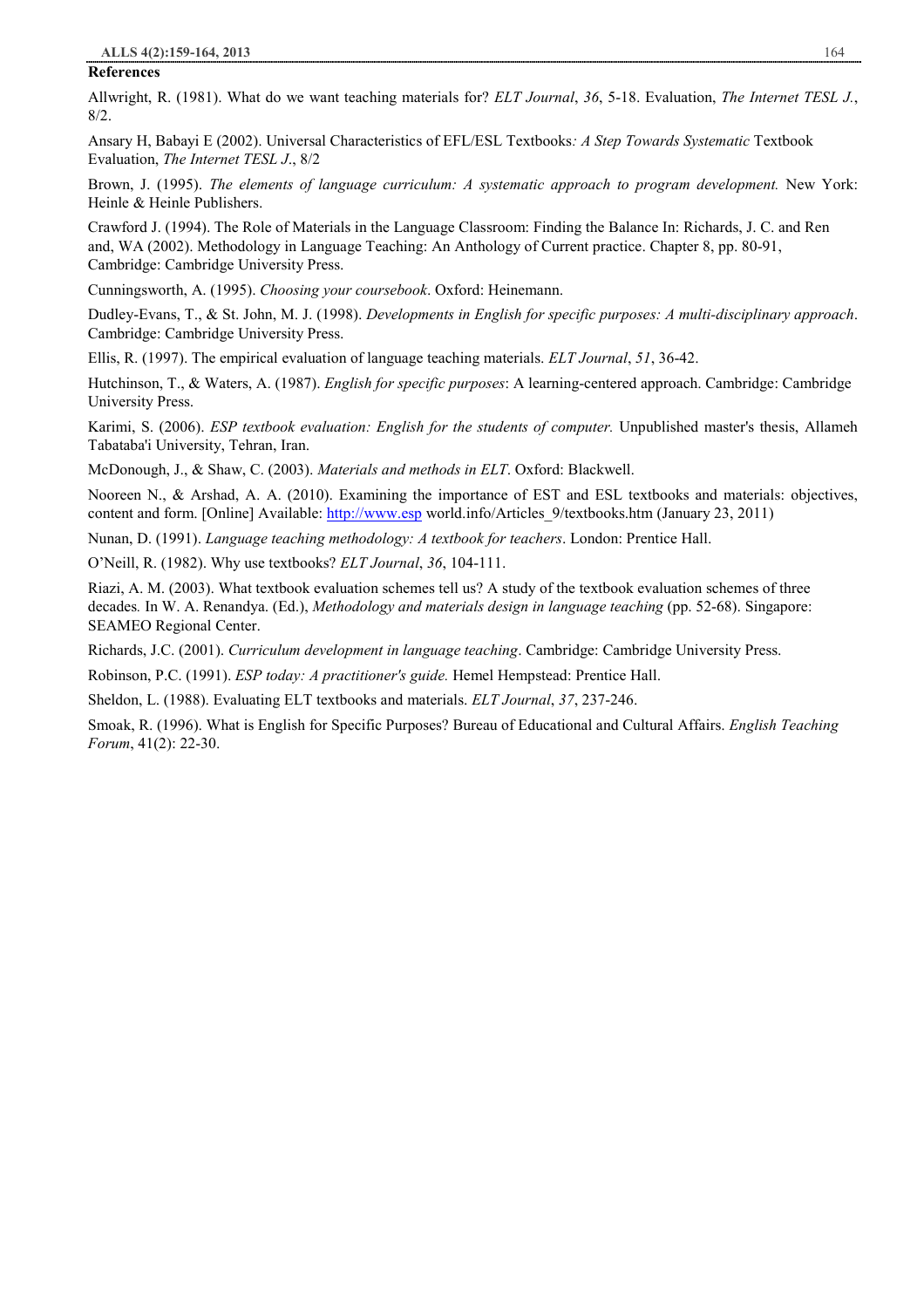## References

Allwright, R. (1981). What do we want teaching materials for? *ELT Journal*, *36*, 5-18. Evaluation, *The Internet TESL J.*, 8/2.

Ansary H, Babayi E (2002). Universal Characteristics of EFL/ESL Textbooks*: A Step Towards Systematic* Textbook Evaluation, *The Internet TESL J*., 8/2

Brown, J. (1995). *The elements of language curriculum: A systematic approach to program development.* New York: Heinle & Heinle Publishers.

Crawford J. (1994). The Role of Materials in the Language Classroom: Finding the Balance In: Richards, J. C. and Ren and, WA (2002). Methodology in Language Teaching: An Anthology of Current practice. Chapter 8, pp. 80-91, Cambridge: Cambridge University Press.

Cunningsworth, A. (1995). *Choosing your coursebook*. Oxford: Heinemann.

Dudley-Evans, T., & St. John, M. J. (1998). *Developments in English for specific purposes: A multi-disciplinary approach*. Cambridge: Cambridge University Press.

Ellis, R. (1997). The empirical evaluation of language teaching materials. *ELT Journal*, *51*, 36-42.

Hutchinson, T., & Waters, A. (1987). *English for specific purposes*: A learning-centered approach. Cambridge: Cambridge University Press.

Karimi, S. (2006). *ESP textbook evaluation: English for the students of computer.* Unpublished master's thesis, Allameh Tabataba'i University, Tehran, Iran.

McDonough, J., & Shaw, C. (2003). *Materials and methods in ELT*. Oxford: Blackwell.

Nooreen N., & Arshad, A. A. (2010). Examining the importance of EST and ESL textbooks and materials: objectives, content and form. [Online] Available: http://www.esp world.info/Articles_9/textbooks.htm (January 23, 2011)

Nunan, D. (1991). *Language teaching methodology: A textbook for teachers*. London: Prentice Hall.

O'Neill, R. (1982). Why use textbooks? *ELT Journal*, *36*, 104-111.

Riazi, A. M. (2003). What textbook evaluation schemes tell us? A study of the textbook evaluation schemes of three decades*.* In W. A. Renandya. (Ed.), *Methodology and materials design in language teaching* (pp. 52-68). Singapore: SEAMEO Regional Center.

Richards, J.C. (2001). *Curriculum development in language teaching*. Cambridge: Cambridge University Press.

Robinson, P.C. (1991). *ESP today: A practitioner's guide.* Hemel Hempstead: Prentice Hall.

Sheldon, L. (1988). Evaluating ELT textbooks and materials. *ELT Journal*, *37*, 237-246.

Smoak, R. (1996). What is English for Specific Purposes? Bureau of Educational and Cultural Affairs. *English Teaching Forum*, 41(2): 22-30.